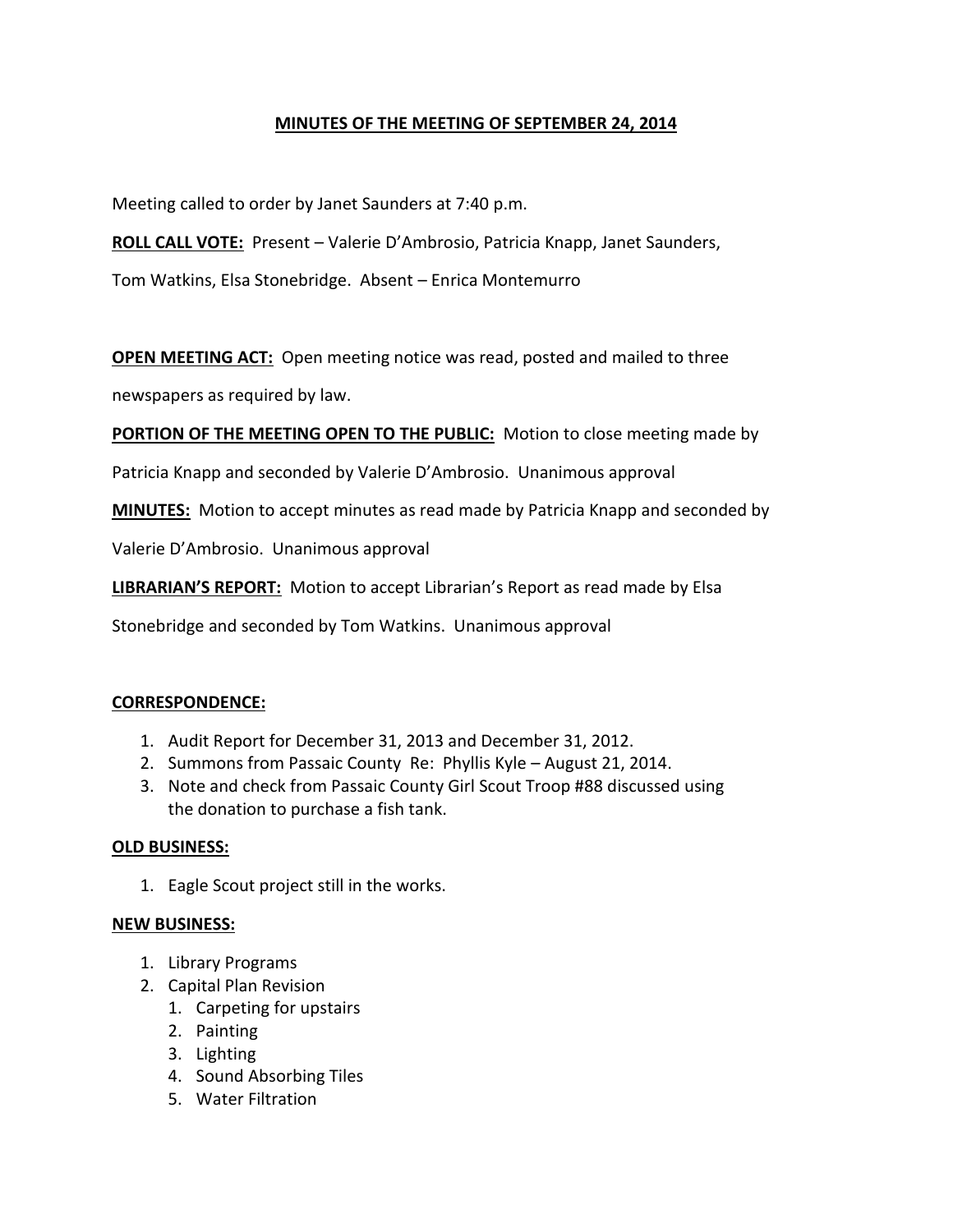# MINUTES OF THE MEETING OF SEPTEMBER 24, 2014

Meeting called to order by Janet Saunders at 7:40 p.m.

**ROLL CALL VOTE:** Present – Valerie D'Ambrosio, Patricia Knapp, Janet Saunders, Tom Watkins, Elsa Stonebridge. Absent – Enrica Montemurro

**OPEN MEETING ACT:** Open meeting notice was read, posted and mailed to three newspapers as required by law.

**PORTION OF THE MEETING OPEN TO THE PUBLIC:** Motion to close meeting made by Patricia Knapp and seconded by Valerie D'Ambrosio. Unanimous approval

**MINUTES:** Motion to accept minutes as read made by Patricia Knapp and seconded by Valerie D'Ambrosio. Unanimous approval

**LIBRARIAN'S REPORT:** Motion to accept Librarian's Report as read made by Elsa Stonebridge and seconded by Tom Watkins. Unanimous approval

**CORRESPONDENCE:**

1. Audit Report for December 31, 2013 and December 31, 2012.
2. Summons from Passaic County Re: Phyllis Kyle – August 21, 2014.
3. Note and check from Passaic County Girl Scout Troop #88 discussed using the donation to purchase a fish tank.

**OLD BUSINESS:**

1. Eagle Scout project still in the works.

**NEW BUSINESS:**

1. Library Programs
2. Capital Plan Revision
   1. Carpeting for upstairs
   2. Painting
   3. Lighting
   4. Sound Absorbing Tiles
   5. Water Filtration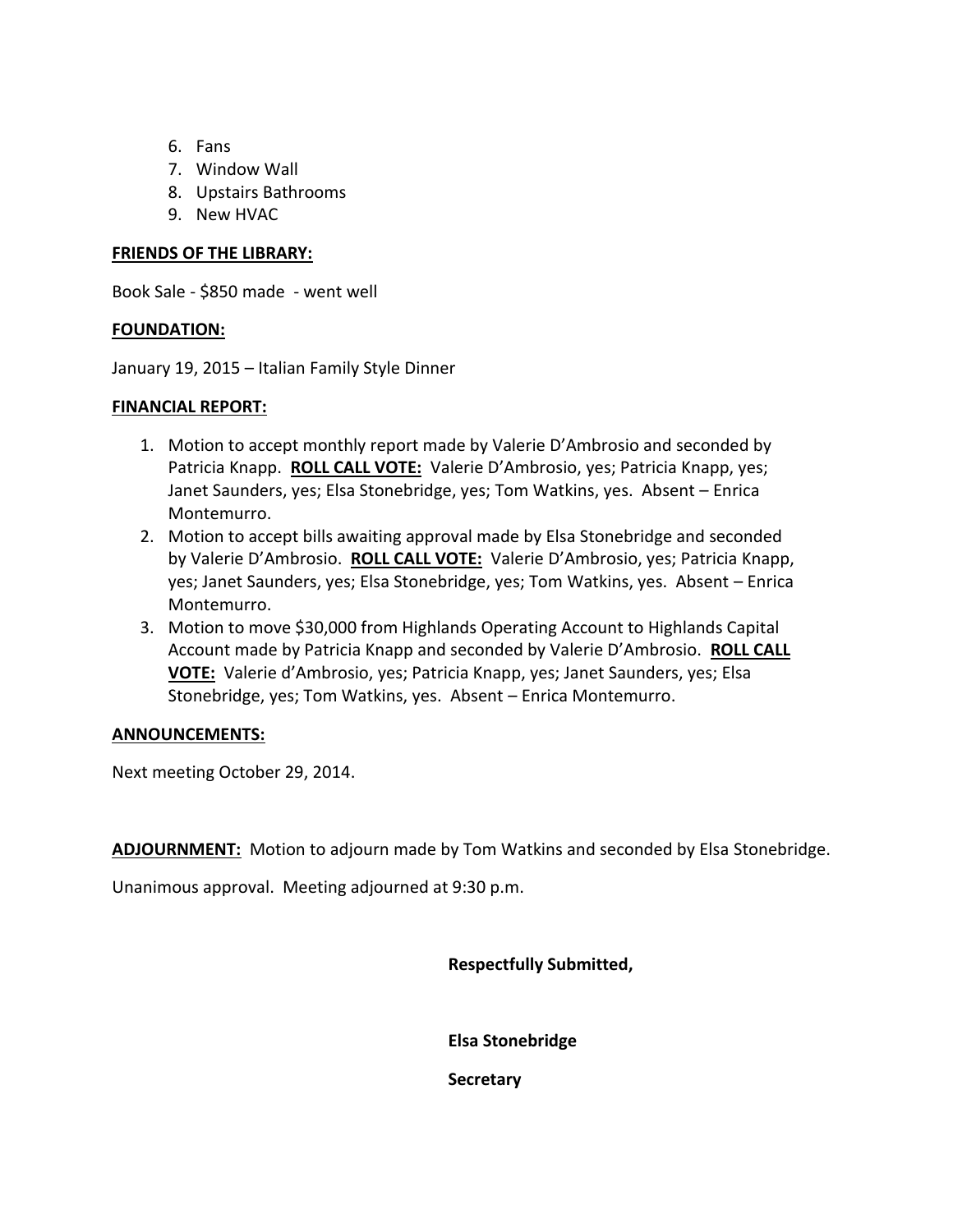6. Fans
7. Window Wall
8. Upstairs Bathrooms
9. New HVAC

**FRIENDS OF THE LIBRARY:**

Book Sale - $850 made - went well

**FOUNDATION:**

January 19, 2015 – Italian Family Style Dinner

**FINANCIAL REPORT:**

1. Motion to accept monthly report made by Valerie D'Ambrosio and seconded by Patricia Knapp. **ROLL CALL VOTE:** Valerie D'Ambrosio, yes; Patricia Knapp, yes; Janet Saunders, yes; Elsa Stonebridge, yes; Tom Watkins, yes. Absent – Enrica Montemurro.
2. Motion to accept bills awaiting approval made by Elsa Stonebridge and seconded by Valerie D'Ambrosio. **ROLL CALL VOTE:** Valerie D'Ambrosio, yes; Patricia Knapp, yes; Janet Saunders, yes; Elsa Stonebridge, yes; Tom Watkins, yes. Absent – Enrica Montemurro.
3. Motion to move $30,000 from Highlands Operating Account to Highlands Capital Account made by Patricia Knapp and seconded by Valerie D'Ambrosio. **ROLL CALL VOTE:** Valerie d'Ambrosio, yes; Patricia Knapp, yes; Janet Saunders, yes; Elsa Stonebridge, yes; Tom Watkins, yes. Absent – Enrica Montemurro.

**ANNOUNCEMENTS:**

Next meeting October 29, 2014.

**ADJOURNMENT:** Motion to adjourn made by Tom Watkins and seconded by Elsa Stonebridge.

Unanimous approval. Meeting adjourned at 9:30 p.m.

**Respectfully Submitted,**

**Elsa Stonebridge**

**Secretary**